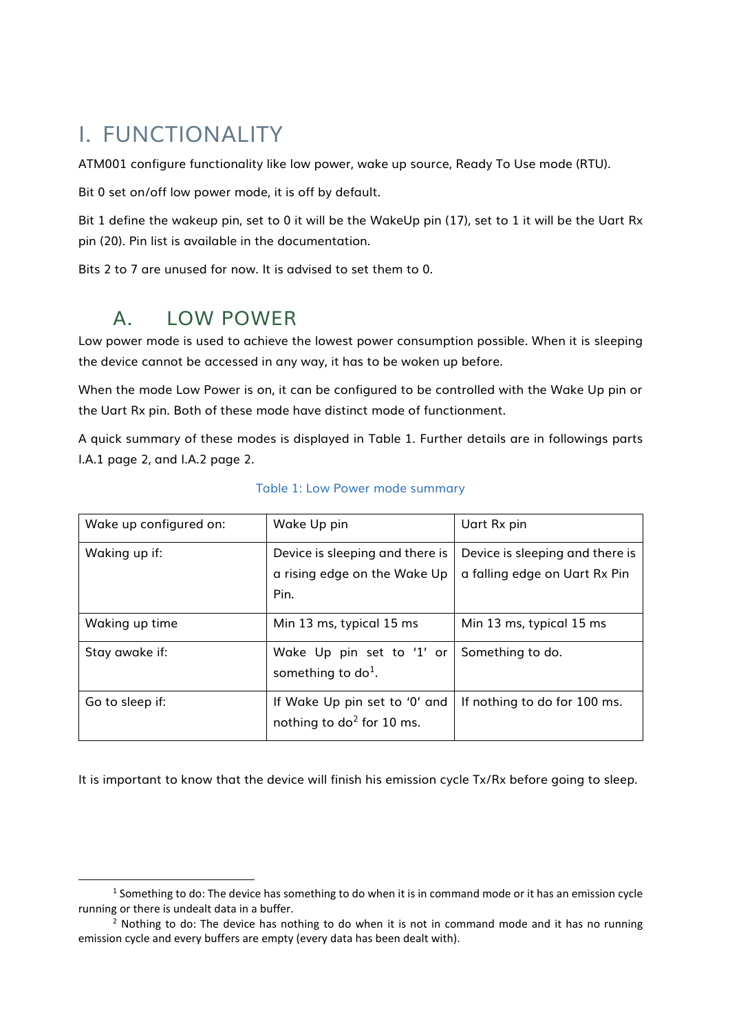# I. FUNCTIONALITY

ATM001 configure functionality like low power, wake up source, Ready To Use mode (RTU).

Bit 0 set on/off low power mode, it is off by default.

Bit 1 define the wakeup pin, set to 0 it will be the WakeUp pin (17), set to 1 it will be the Uart Rx pin (20). Pin list is available in the documentation.

Bits 2 to 7 are unused for now. It is advised to set them to 0.

## A. LOW POWER

Low power mode is used to achieve the lowest power consumption possible. When it is sleeping the device cannot be accessed in any way, it has to be woken up before.

When the mode Low Power is on, it can be configured to be controlled with the Wake Up pin or the Uart Rx pin. Both of these mode have distinct mode of functionment.

A quick summary of these modes is displayed in Table 1. Further details are in followings parts I.A.1 page 2, and I.A.2 page 2.

Table 1: Low Power mode summary

| Wake up configured on: | Wake Up pin | Uart Rx pin |
| --- | --- | --- |
| Waking up if: | Device is sleeping and there is a rising edge on the Wake Up Pin. | Device is sleeping and there is a falling edge on Uart Rx Pin |
| Waking up time | Min 13 ms, typical 15 ms | Min 13 ms, typical 15 ms |
| Stay awake if: | Wake Up pin set to '1' or something to do[1]. | Something to do. |
| Go to sleep if: | If Wake Up pin set to '0' and nothing to do[2] for 10 ms. | If nothing to do for 100 ms. |

It is important to know that the device will finish his emission cycle Tx/Rx before going to sleep.

[1] Something to do: The device has something to do when it is in command mode or it has an emission cycle running or there is undealt data in a buffer.

[2] Nothing to do: The device has nothing to do when it is not in command mode and it has no running emission cycle and every buffers are empty (every data has been dealt with).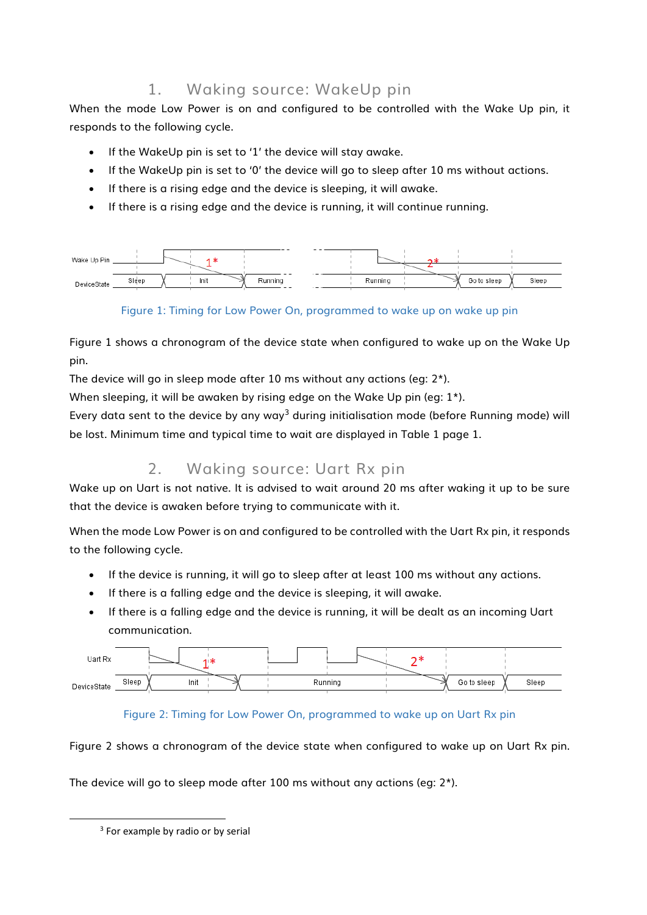## 1. Waking source: WakeUp pin

When the mode Low Power is on and configured to be controlled with the Wake Up pin, it responds to the following cycle.

- If the WakeUp pin is set to '1' the device will stay awake.
- If the WakeUp pin is set to '0' the device will go to sleep after 10 ms without actions.
- If there is a rising edge and the device is sleeping, it will awake.
- If there is a rising edge and the device is running, it will continue running.

Figure 1: Timing for Low Power On, programmed to wake up on wake up pin

Figure 1 shows a chronogram of the device state when configured to wake up on the Wake Up pin.

The device will go in sleep mode after 10 ms without any actions (eg: 2*).

When sleeping, it will be awaken by rising edge on the Wake Up pin (eg: 1*).

Every data sent to the device by any way[3] during initialisation mode (before Running mode) will be lost. Minimum time and typical time to wait are displayed in Table 1 page 1.

## 2. Waking source: Uart Rx pin

Wake up on Uart is not native. It is advised to wait around 20 ms after waking it up to be sure that the device is awaken before trying to communicate with it.

When the mode Low Power is on and configured to be controlled with the Uart Rx pin, it responds to the following cycle.

- If the device is running, it will go to sleep after at least 100 ms without any actions.
- If there is a falling edge and the device is sleeping, it will awake.
- If there is a falling edge and the device is running, it will be dealt as an incoming Uart communication.

Figure 2: Timing for Low Power On, programmed to wake up on Uart Rx pin

Figure 2 shows a chronogram of the device state when configured to wake up on Uart Rx pin.

The device will go to sleep mode after 100 ms without any actions (eg: 2*).

[3] For example by radio or by serial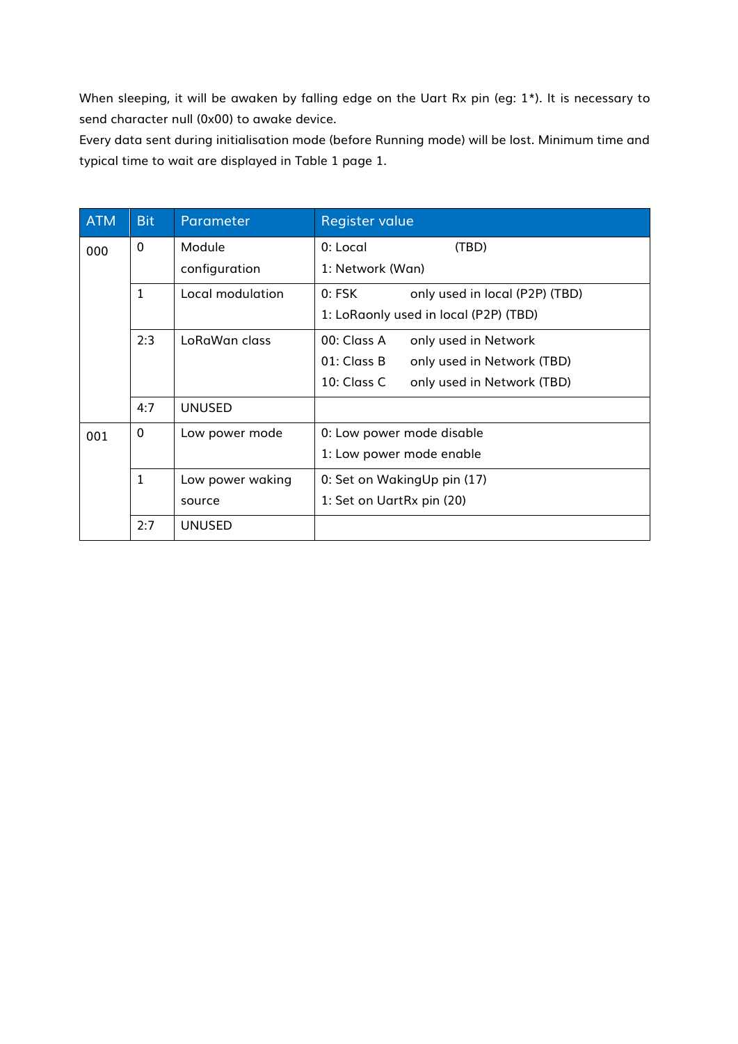When sleeping, it will be awaken by falling edge on the Uart Rx pin (eg: 1*). It is necessary to send character null (0x00) to awake device.

Every data sent during initialisation mode (before Running mode) will be lost. Minimum time and typical time to wait are displayed in Table 1 page 1.

| ATM | Bit | Parameter | Register value |
|---|---|---|---|
| 000 | 0 | Module configuration | 0: Local (TBD)<br>1: Network (Wan) |
| | 1 | Local modulation | 0: FSK only used in local (P2P) (TBD)<br>1: LoRaonly used in local (P2P) (TBD) |
| | 2:3 | LoRaWan class | 00: Class A only used in Network<br>01: Class B only used in Network (TBD)<br>10: Class C only used in Network (TBD) |
| | 4:7 | UNUSED | |
| 001 | 0 | Low power mode | 0: Low power mode disable<br>1: Low power mode enable |
| | 1 | Low power waking source | 0: Set on WakingUp pin (17)<br>1: Set on UartRx pin (20) |
| | 2:7 | UNUSED | |